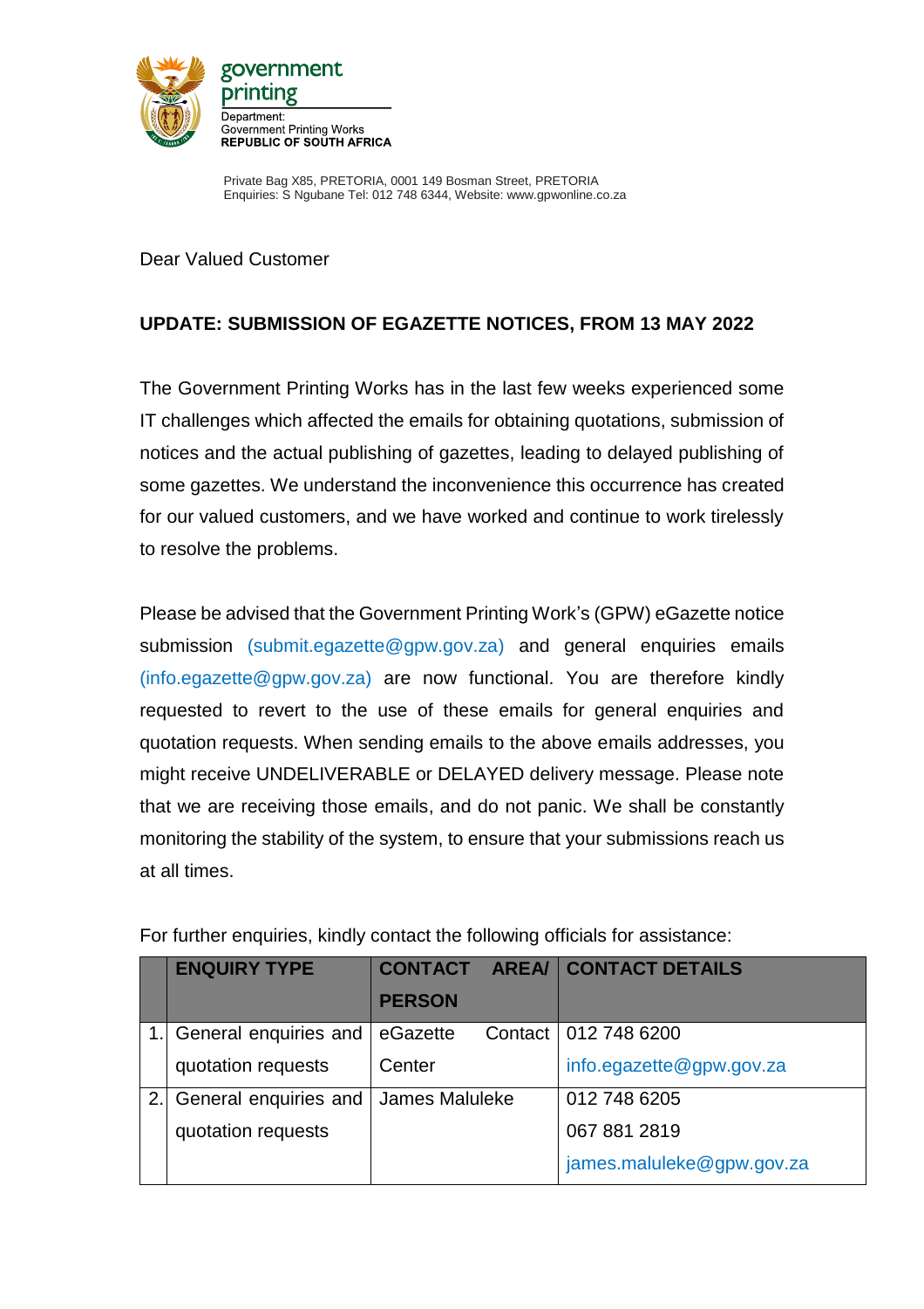government printing

Department:
Government Printing Works
**REPUBLIC OF SOUTH AFRICA**

Private Bag X85, PRETORIA, 0001 149 Bosman Street, PRETORIA
Enquiries: S Ngubane Tel: 012 748 6344, Website: www.gpwonline.co.za

Dear Valued Customer

**UPDATE: SUBMISSION OF EGAZETTE NOTICES, FROM 13 MAY 2022**

The Government Printing Works has in the last few weeks experienced some IT challenges which affected the emails for obtaining quotations, submission of notices and the actual publishing of gazettes, leading to delayed publishing of some gazettes. We understand the inconvenience this occurrence has created for our valued customers, and we have worked and continue to work tirelessly to resolve the problems.

Please be advised that the Government Printing Work's (GPW) eGazette notice submission (submit.egazette@gpw.gov.za) and general enquiries emails (info.egazette@gpw.gov.za) are now functional. You are therefore kindly requested to revert to the use of these emails for general enquiries and quotation requests. When sending emails to the above emails addresses, you might receive UNDELIVERABLE or DELAYED delivery message. Please note that we are receiving those emails, and do not panic. We shall be constantly monitoring the stability of the system, to ensure that your submissions reach us at all times.

For further enquiries, kindly contact the following officials for assistance:

| | ENQUIRY TYPE | CONTACT AREA/ PERSON | CONTACT DETAILS |
|---|---|---|---|
| 1. | General enquiries and quotation requests | eGazette Contact Center | 012 748 6200<br>info.egazette@gpw.gov.za |
| 2. | General enquiries and quotation requests | James Maluleke | 012 748 6205<br>067 881 2819<br>james.maluleke@gpw.gov.za |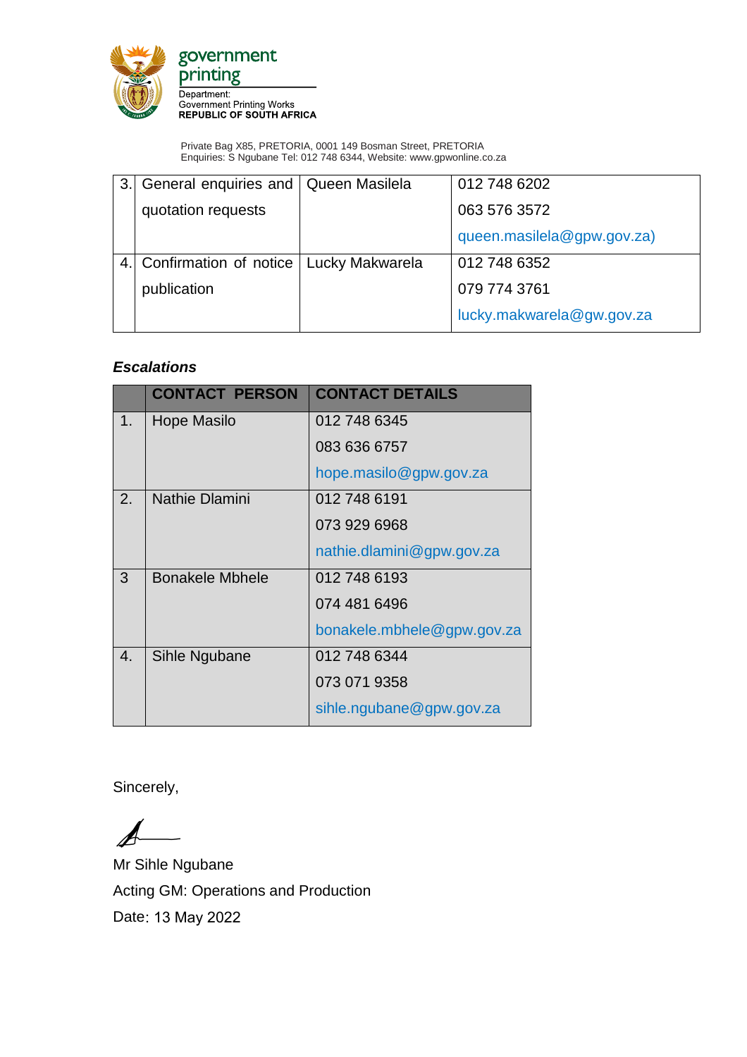government printing

Department:
Government Printing Works
**REPUBLIC OF SOUTH AFRICA**

Private Bag X85, PRETORIA, 0001 149 Bosman Street, PRETORIA
Enquiries: S Ngubane Tel: 012 748 6344, Website: www.gpwonline.co.za

| | | | |
|---|---|---|---|
| 3. | General enquiries and quotation requests | Queen Masilela | 012 748 6202<br>063 576 3572<br>queen.masilela@gpw.gov.za) |
| 4. | Confirmation of notice publication | Lucky Makwarela | 012 748 6352<br>079 774 3761<br>lucky.makwarela@gw.gov.za |

***Escalations***

| | CONTACT PERSON | CONTACT DETAILS |
|---|---|---|
| 1. | Hope Masilo | 012 748 6345<br>083 636 6757<br>hope.masilo@gpw.gov.za |
| 2. | Nathie Dlamini | 012 748 6191<br>073 929 6968<br>nathie.dlamini@gpw.gov.za |
| 3 | Bonakele Mbhele | 012 748 6193<br>074 481 6496<br>bonakele.mbhele@gpw.gov.za |
| 4. | Sihle Ngubane | 012 748 6344<br>073 071 9358<br>sihle.ngubane@gpw.gov.za |

Sincerely,

Mr Sihle Ngubane
Acting GM: Operations and Production
Date: 13 May 2022